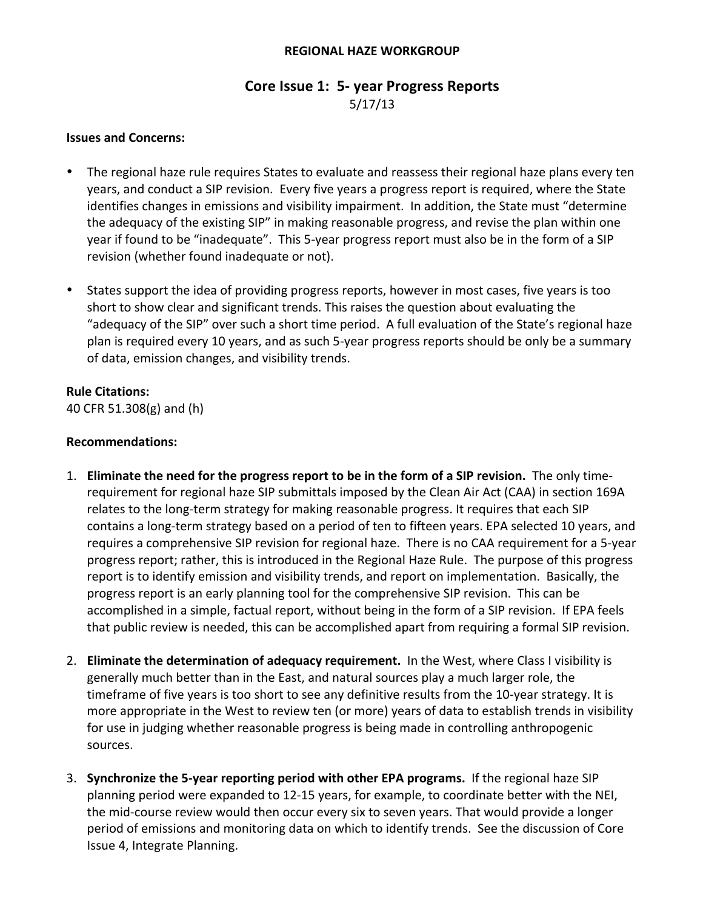**REGIONAL HAZE WORKGROUP**

## Core Issue 1: 5- year Progress Reports

5/17/13

**Issues and Concerns:**

- The regional haze rule requires States to evaluate and reassess their regional haze plans every ten years, and conduct a SIP revision. Every five years a progress report is required, where the State identifies changes in emissions and visibility impairment. In addition, the State must "determine the adequacy of the existing SIP" in making reasonable progress, and revise the plan within one year if found to be "inadequate". This 5-year progress report must also be in the form of a SIP revision (whether found inadequate or not).
- States support the idea of providing progress reports, however in most cases, five years is too short to show clear and significant trends. This raises the question about evaluating the "adequacy of the SIP" over such a short time period. A full evaluation of the State's regional haze plan is required every 10 years, and as such 5-year progress reports should be only be a summary of data, emission changes, and visibility trends.

**Rule Citations:**
40 CFR 51.308(g) and (h)

**Recommendations:**

1. **Eliminate the need for the progress report to be in the form of a SIP revision.** The only time-requirement for regional haze SIP submittals imposed by the Clean Air Act (CAA) in section 169A relates to the long-term strategy for making reasonable progress. It requires that each SIP contains a long-term strategy based on a period of ten to fifteen years. EPA selected 10 years, and requires a comprehensive SIP revision for regional haze. There is no CAA requirement for a 5-year progress report; rather, this is introduced in the Regional Haze Rule. The purpose of this progress report is to identify emission and visibility trends, and report on implementation. Basically, the progress report is an early planning tool for the comprehensive SIP revision. This can be accomplished in a simple, factual report, without being in the form of a SIP revision. If EPA feels that public review is needed, this can be accomplished apart from requiring a formal SIP revision.
2. **Eliminate the determination of adequacy requirement.** In the West, where Class I visibility is generally much better than in the East, and natural sources play a much larger role, the timeframe of five years is too short to see any definitive results from the 10-year strategy. It is more appropriate in the West to review ten (or more) years of data to establish trends in visibility for use in judging whether reasonable progress is being made in controlling anthropogenic sources.
3. **Synchronize the 5-year reporting period with other EPA programs.** If the regional haze SIP planning period were expanded to 12-15 years, for example, to coordinate better with the NEI, the mid-course review would then occur every six to seven years. That would provide a longer period of emissions and monitoring data on which to identify trends. See the discussion of Core Issue 4, Integrate Planning.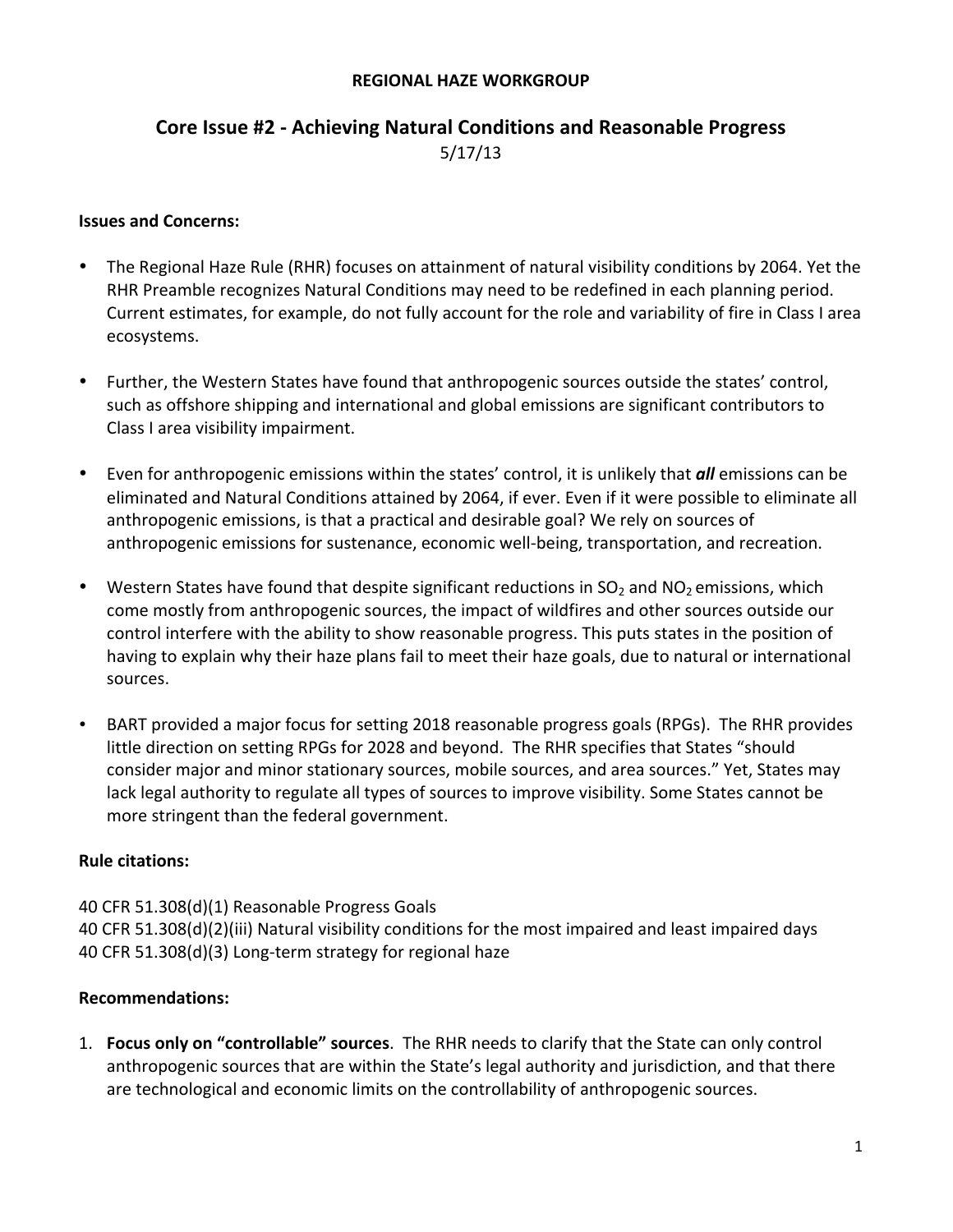**REGIONAL HAZE WORKGROUP**

## Core Issue #2 - Achieving Natural Conditions and Reasonable Progress

5/17/13

### Issues and Concerns:

- The Regional Haze Rule (RHR) focuses on attainment of natural visibility conditions by 2064. Yet the RHR Preamble recognizes Natural Conditions may need to be redefined in each planning period. Current estimates, for example, do not fully account for the role and variability of fire in Class I area ecosystems.

- Further, the Western States have found that anthropogenic sources outside the states' control, such as offshore shipping and international and global emissions are significant contributors to Class I area visibility impairment.

- Even for anthropogenic emissions within the states' control, it is unlikely that ***all*** emissions can be eliminated and Natural Conditions attained by 2064, if ever. Even if it were possible to eliminate all anthropogenic emissions, is that a practical and desirable goal? We rely on sources of anthropogenic emissions for sustenance, economic well-being, transportation, and recreation.

- Western States have found that despite significant reductions in $SO_2$ and $NO_2$ emissions, which come mostly from anthropogenic sources, the impact of wildfires and other sources outside our control interfere with the ability to show reasonable progress. This puts states in the position of having to explain why their haze plans fail to meet their haze goals, due to natural or international sources.

- BART provided a major focus for setting 2018 reasonable progress goals (RPGs). The RHR provides little direction on setting RPGs for 2028 and beyond. The RHR specifies that States "should consider major and minor stationary sources, mobile sources, and area sources." Yet, States may lack legal authority to regulate all types of sources to improve visibility. Some States cannot be more stringent than the federal government.

### Rule citations:

40 CFR 51.308(d)(1) Reasonable Progress Goals
40 CFR 51.308(d)(2)(iii) Natural visibility conditions for the most impaired and least impaired days
40 CFR 51.308(d)(3) Long-term strategy for regional haze

### Recommendations:

1. **Focus only on "controllable" sources**. The RHR needs to clarify that the State can only control anthropogenic sources that are within the State's legal authority and jurisdiction, and that there are technological and economic limits on the controllability of anthropogenic sources.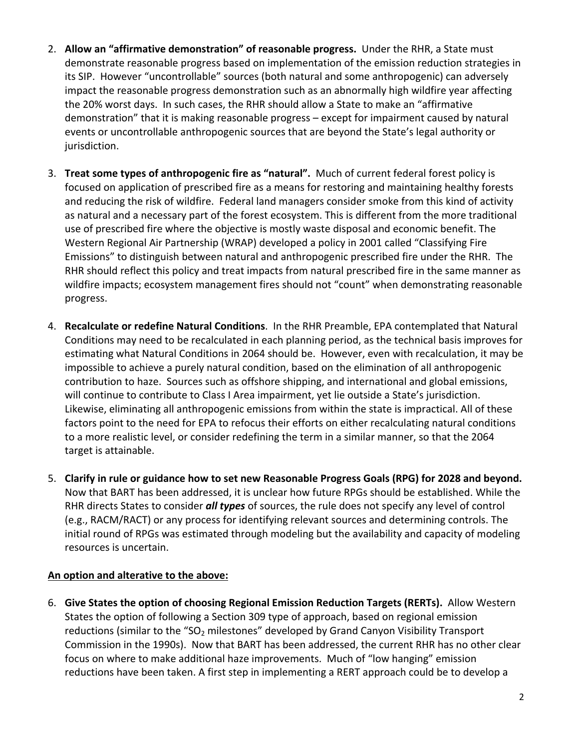2. **Allow an "affirmative demonstration" of reasonable progress.** Under the RHR, a State must demonstrate reasonable progress based on implementation of the emission reduction strategies in its SIP. However "uncontrollable" sources (both natural and some anthropogenic) can adversely impact the reasonable progress demonstration such as an abnormally high wildfire year affecting the 20% worst days. In such cases, the RHR should allow a State to make an "affirmative demonstration" that it is making reasonable progress – except for impairment caused by natural events or uncontrollable anthropogenic sources that are beyond the State's legal authority or jurisdiction.

3. **Treat some types of anthropogenic fire as "natural".** Much of current federal forest policy is focused on application of prescribed fire as a means for restoring and maintaining healthy forests and reducing the risk of wildfire. Federal land managers consider smoke from this kind of activity as natural and a necessary part of the forest ecosystem. This is different from the more traditional use of prescribed fire where the objective is mostly waste disposal and economic benefit. The Western Regional Air Partnership (WRAP) developed a policy in 2001 called "Classifying Fire Emissions" to distinguish between natural and anthropogenic prescribed fire under the RHR. The RHR should reflect this policy and treat impacts from natural prescribed fire in the same manner as wildfire impacts; ecosystem management fires should not "count" when demonstrating reasonable progress.

4. **Recalculate or redefine Natural Conditions**. In the RHR Preamble, EPA contemplated that Natural Conditions may need to be recalculated in each planning period, as the technical basis improves for estimating what Natural Conditions in 2064 should be. However, even with recalculation, it may be impossible to achieve a purely natural condition, based on the elimination of all anthropogenic contribution to haze. Sources such as offshore shipping, and international and global emissions, will continue to contribute to Class I Area impairment, yet lie outside a State's jurisdiction. Likewise, eliminating all anthropogenic emissions from within the state is impractical. All of these factors point to the need for EPA to refocus their efforts on either recalculating natural conditions to a more realistic level, or consider redefining the term in a similar manner, so that the 2064 target is attainable.

5. **Clarify in rule or guidance how to set new Reasonable Progress Goals (RPG) for 2028 and beyond.** Now that BART has been addressed, it is unclear how future RPGs should be established. While the RHR directs States to consider ***all types*** of sources, the rule does not specify any level of control (e.g., RACM/RACT) or any process for identifying relevant sources and determining controls. The initial round of RPGs was estimated through modeling but the availability and capacity of modeling resources is uncertain.

**An option and alterative to the above:**

6. **Give States the option of choosing Regional Emission Reduction Targets (RERTs).** Allow Western States the option of following a Section 309 type of approach, based on regional emission reductions (similar to the "$SO_2$ milestones" developed by Grand Canyon Visibility Transport Commission in the 1990s). Now that BART has been addressed, the current RHR has no other clear focus on where to make additional haze improvements. Much of "low hanging" emission reductions have been taken. A first step in implementing a RERT approach could be to develop a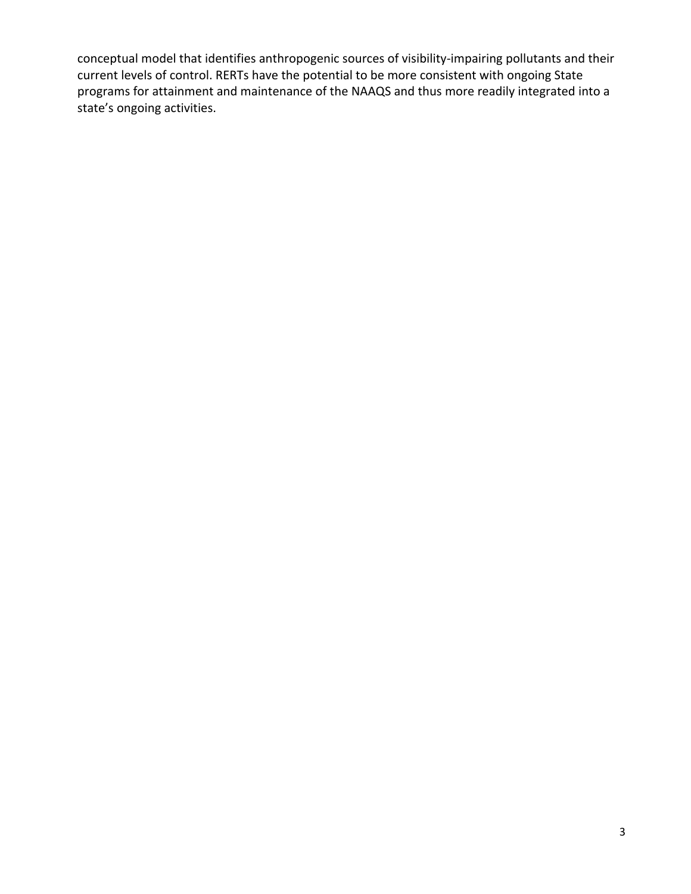conceptual model that identifies anthropogenic sources of visibility-impairing pollutants and their current levels of control. RERTs have the potential to be more consistent with ongoing State programs for attainment and maintenance of the NAAQS and thus more readily integrated into a state's ongoing activities.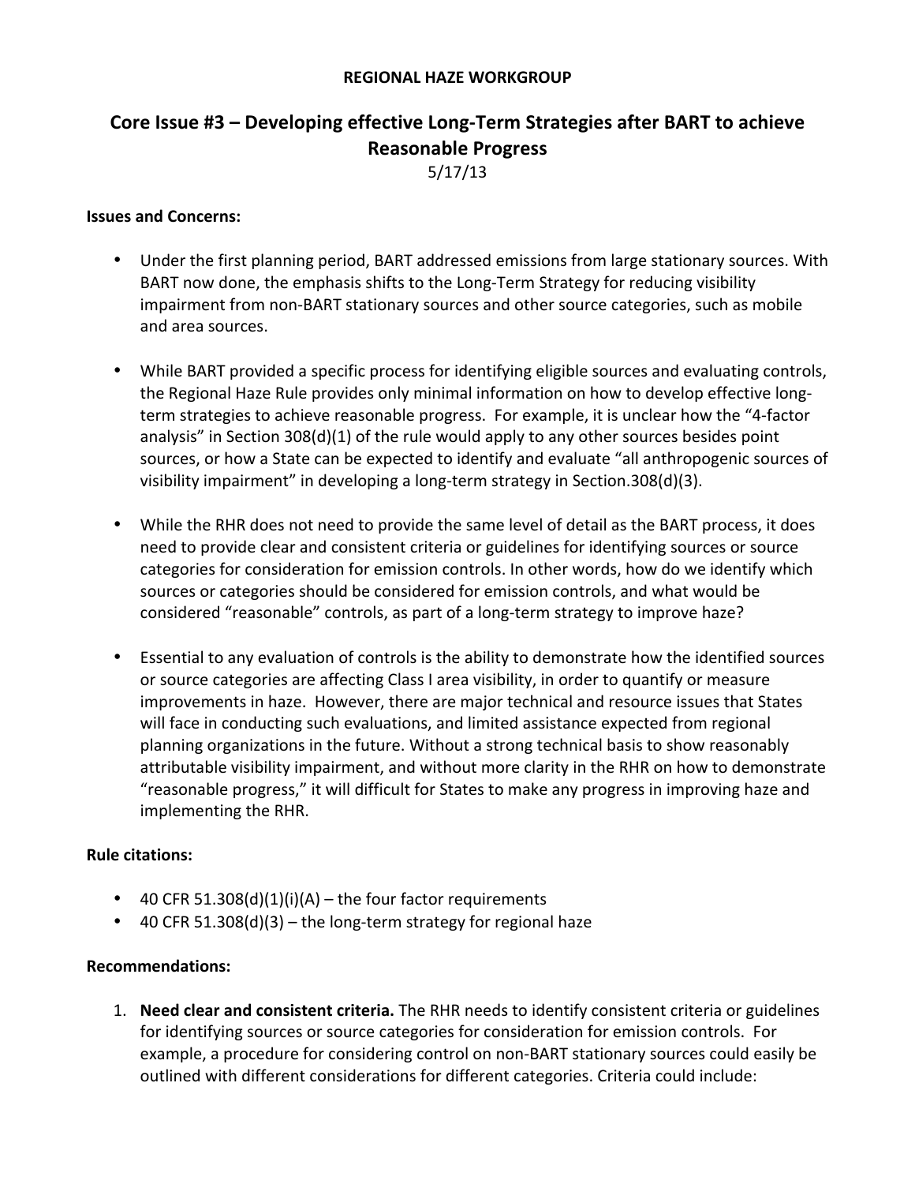**REGIONAL HAZE WORKGROUP**

# Core Issue #3 – Developing effective Long-Term Strategies after BART to achieve Reasonable Progress

5/17/13

**Issues and Concerns:**

- Under the first planning period, BART addressed emissions from large stationary sources. With BART now done, the emphasis shifts to the Long-Term Strategy for reducing visibility impairment from non-BART stationary sources and other source categories, such as mobile and area sources.
- While BART provided a specific process for identifying eligible sources and evaluating controls, the Regional Haze Rule provides only minimal information on how to develop effective long-term strategies to achieve reasonable progress. For example, it is unclear how the "4-factor analysis" in Section 308(d)(1) of the rule would apply to any other sources besides point sources, or how a State can be expected to identify and evaluate "all anthropogenic sources of visibility impairment" in developing a long-term strategy in Section.308(d)(3).
- While the RHR does not need to provide the same level of detail as the BART process, it does need to provide clear and consistent criteria or guidelines for identifying sources or source categories for consideration for emission controls. In other words, how do we identify which sources or categories should be considered for emission controls, and what would be considered "reasonable" controls, as part of a long-term strategy to improve haze?
- Essential to any evaluation of controls is the ability to demonstrate how the identified sources or source categories are affecting Class I area visibility, in order to quantify or measure improvements in haze. However, there are major technical and resource issues that States will face in conducting such evaluations, and limited assistance expected from regional planning organizations in the future. Without a strong technical basis to show reasonably attributable visibility impairment, and without more clarity in the RHR on how to demonstrate "reasonable progress," it will difficult for States to make any progress in improving haze and implementing the RHR.

**Rule citations:**

- 40 CFR 51.308(d)(1)(i)(A) – the four factor requirements
- 40 CFR 51.308(d)(3) – the long-term strategy for regional haze

**Recommendations:**

1. **Need clear and consistent criteria.** The RHR needs to identify consistent criteria or guidelines for identifying sources or source categories for consideration for emission controls. For example, a procedure for considering control on non-BART stationary sources could easily be outlined with different considerations for different categories. Criteria could include: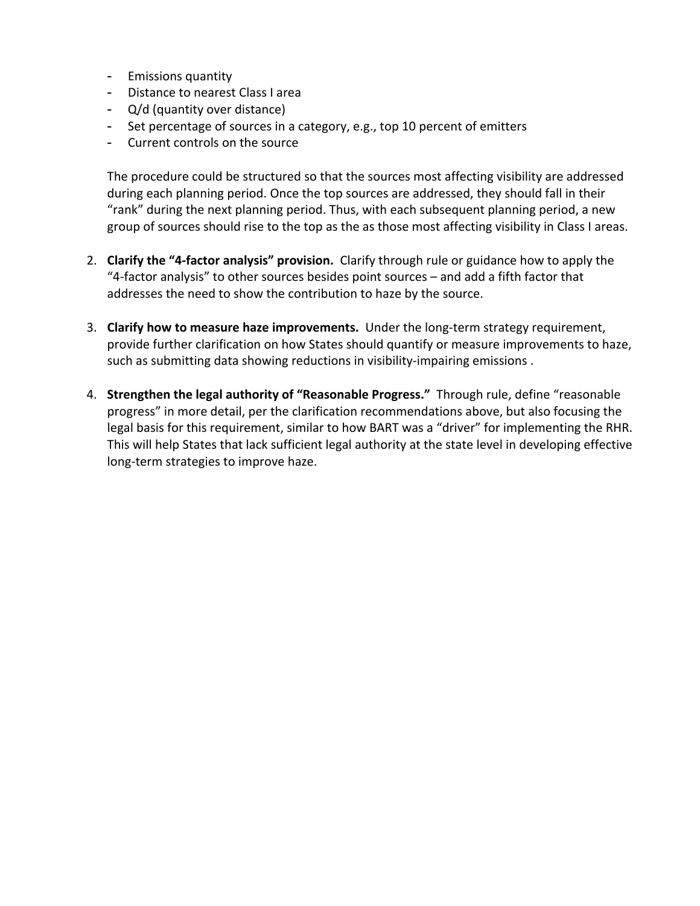- Emissions quantity
- Distance to nearest Class I area
- Q/d (quantity over distance)
- Set percentage of sources in a category, e.g., top 10 percent of emitters
- Current controls on the source

The procedure could be structured so that the sources most affecting visibility are addressed during each planning period. Once the top sources are addressed, they should fall in their "rank" during the next planning period. Thus, with each subsequent planning period, a new group of sources should rise to the top as the as those most affecting visibility in Class I areas.

2. **Clarify the "4-factor analysis" provision.** Clarify through rule or guidance how to apply the "4-factor analysis" to other sources besides point sources – and add a fifth factor that addresses the need to show the contribution to haze by the source.

3. **Clarify how to measure haze improvements.** Under the long-term strategy requirement, provide further clarification on how States should quantify or measure improvements to haze, such as submitting data showing reductions in visibility-impairing emissions .

4. **Strengthen the legal authority of "Reasonable Progress."** Through rule, define "reasonable progress" in more detail, per the clarification recommendations above, but also focusing the legal basis for this requirement, similar to how BART was a "driver" for implementing the RHR. This will help States that lack sufficient legal authority at the state level in developing effective long-term strategies to improve haze.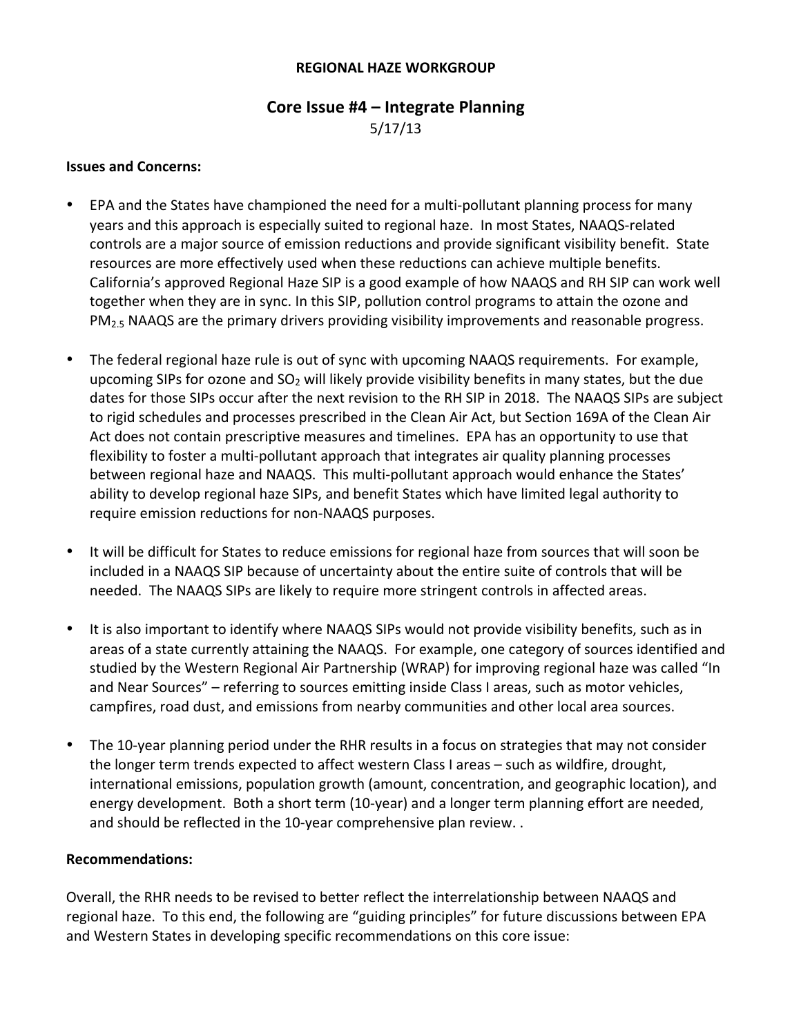**REGIONAL HAZE WORKGROUP**

## Core Issue #4 – Integrate Planning

5/17/13

**Issues and Concerns:**

- EPA and the States have championed the need for a multi-pollutant planning process for many years and this approach is especially suited to regional haze. In most States, NAAQS-related controls are a major source of emission reductions and provide significant visibility benefit. State resources are more effectively used when these reductions can achieve multiple benefits. California's approved Regional Haze SIP is a good example of how NAAQS and RH SIP can work well together when they are in sync. In this SIP, pollution control programs to attain the ozone and $PM_{2.5}$ NAAQS are the primary drivers providing visibility improvements and reasonable progress.

- The federal regional haze rule is out of sync with upcoming NAAQS requirements. For example, upcoming SIPs for ozone and $SO_2$ will likely provide visibility benefits in many states, but the due dates for those SIPs occur after the next revision to the RH SIP in 2018. The NAAQS SIPs are subject to rigid schedules and processes prescribed in the Clean Air Act, but Section 169A of the Clean Air Act does not contain prescriptive measures and timelines. EPA has an opportunity to use that flexibility to foster a multi-pollutant approach that integrates air quality planning processes between regional haze and NAAQS. This multi-pollutant approach would enhance the States' ability to develop regional haze SIPs, and benefit States which have limited legal authority to require emission reductions for non-NAAQS purposes.

- It will be difficult for States to reduce emissions for regional haze from sources that will soon be included in a NAAQS SIP because of uncertainty about the entire suite of controls that will be needed. The NAAQS SIPs are likely to require more stringent controls in affected areas.

- It is also important to identify where NAAQS SIPs would not provide visibility benefits, such as in areas of a state currently attaining the NAAQS. For example, one category of sources identified and studied by the Western Regional Air Partnership (WRAP) for improving regional haze was called "In and Near Sources" – referring to sources emitting inside Class I areas, such as motor vehicles, campfires, road dust, and emissions from nearby communities and other local area sources.

- The 10-year planning period under the RHR results in a focus on strategies that may not consider the longer term trends expected to affect western Class I areas – such as wildfire, drought, international emissions, population growth (amount, concentration, and geographic location), and energy development. Both a short term (10-year) and a longer term planning effort are needed, and should be reflected in the 10-year comprehensive plan review. .

**Recommendations:**

Overall, the RHR needs to be revised to better reflect the interrelationship between NAAQS and regional haze. To this end, the following are "guiding principles" for future discussions between EPA and Western States in developing specific recommendations on this core issue: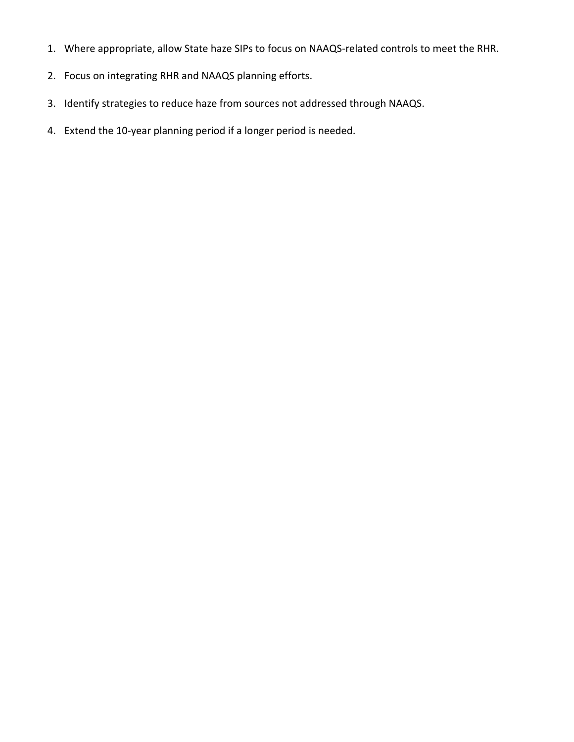1. Where appropriate, allow State haze SIPs to focus on NAAQS-related controls to meet the RHR.
2. Focus on integrating RHR and NAAQS planning efforts.
3. Identify strategies to reduce haze from sources not addressed through NAAQS.
4. Extend the 10-year planning period if a longer period is needed.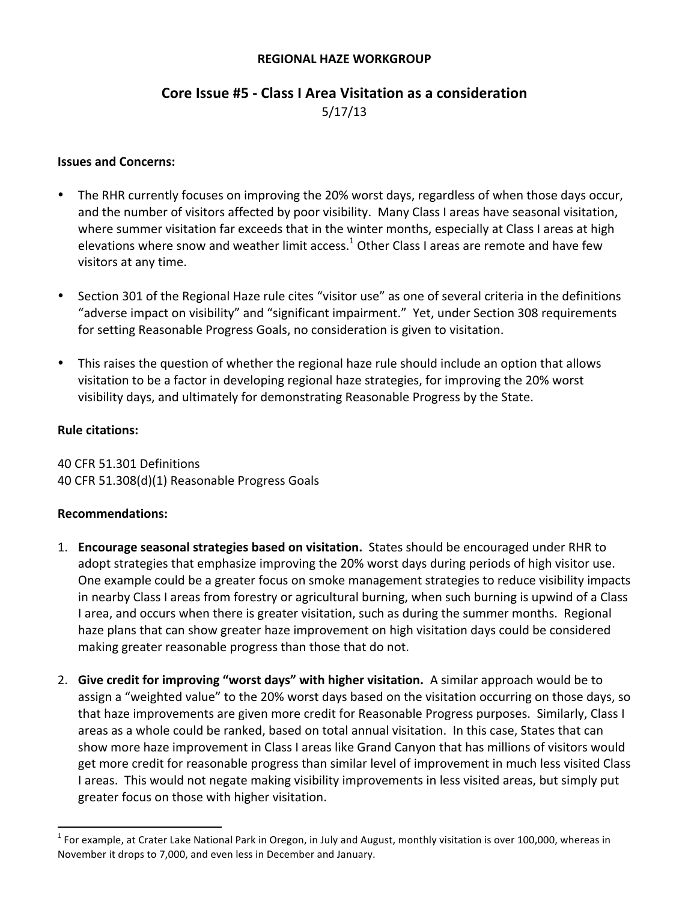**REGIONAL HAZE WORKGROUP**

## Core Issue #5 - Class I Area Visitation as a consideration

5/17/13

**Issues and Concerns:**

- The RHR currently focuses on improving the 20% worst days, regardless of when those days occur, and the number of visitors affected by poor visibility. Many Class I areas have seasonal visitation, where summer visitation far exceeds that in the winter months, especially at Class I areas at high elevations where snow and weather limit access.[1] Other Class I areas are remote and have few visitors at any time.
- Section 301 of the Regional Haze rule cites "visitor use" as one of several criteria in the definitions "adverse impact on visibility" and "significant impairment." Yet, under Section 308 requirements for setting Reasonable Progress Goals, no consideration is given to visitation.
- This raises the question of whether the regional haze rule should include an option that allows visitation to be a factor in developing regional haze strategies, for improving the 20% worst visibility days, and ultimately for demonstrating Reasonable Progress by the State.

**Rule citations:**

40 CFR 51.301 Definitions
40 CFR 51.308(d)(1) Reasonable Progress Goals

**Recommendations:**

1. **Encourage seasonal strategies based on visitation.** States should be encouraged under RHR to adopt strategies that emphasize improving the 20% worst days during periods of high visitor use. One example could be a greater focus on smoke management strategies to reduce visibility impacts in nearby Class I areas from forestry or agricultural burning, when such burning is upwind of a Class I area, and occurs when there is greater visitation, such as during the summer months. Regional haze plans that can show greater haze improvement on high visitation days could be considered making greater reasonable progress than those that do not.
2. **Give credit for improving "worst days" with higher visitation.** A similar approach would be to assign a "weighted value" to the 20% worst days based on the visitation occurring on those days, so that haze improvements are given more credit for Reasonable Progress purposes. Similarly, Class I areas as a whole could be ranked, based on total annual visitation. In this case, States that can show more haze improvement in Class I areas like Grand Canyon that has millions of visitors would get more credit for reasonable progress than similar level of improvement in much less visited Class I areas. This would not negate making visibility improvements in less visited areas, but simply put greater focus on those with higher visitation.

[1] For example, at Crater Lake National Park in Oregon, in July and August, monthly visitation is over 100,000, whereas in November it drops to 7,000, and even less in December and January.